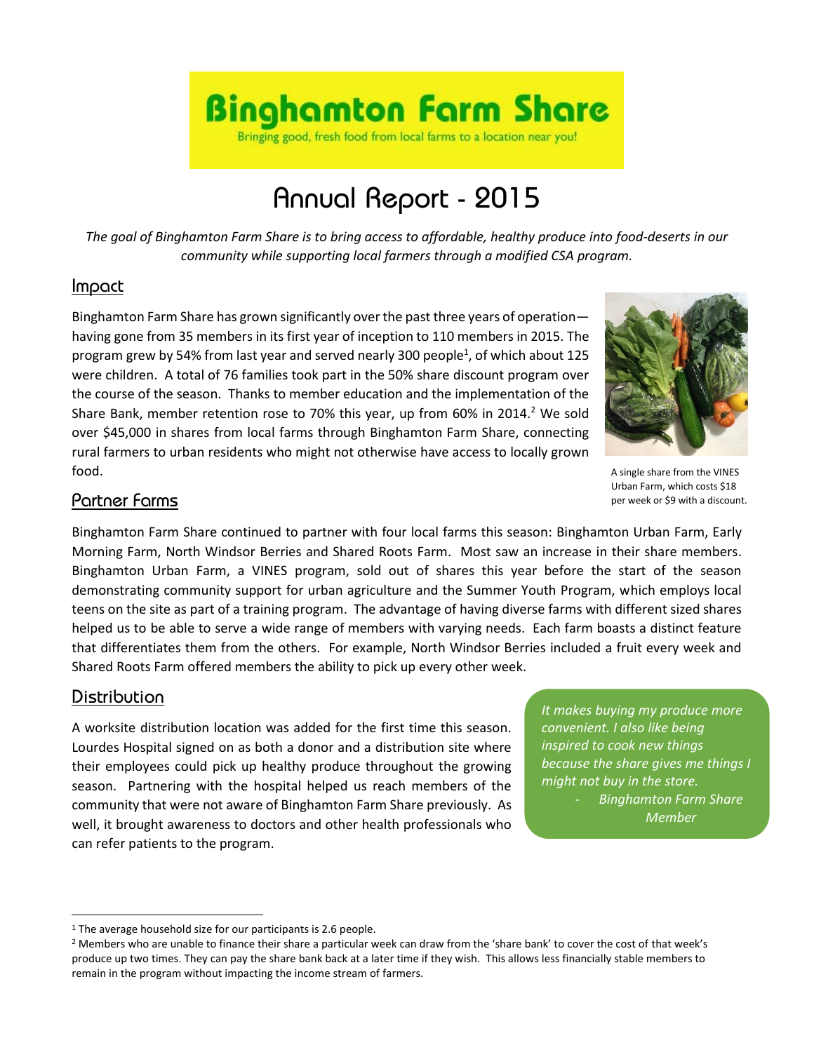# Binghamton Farm Share

Bringing good, fresh food from local farms to a location near you!

# Annual Report - 2015

*The goal of Binghamton Farm Share is to bring access to affordable, healthy produce into food-deserts in our community while supporting local farmers through a modified CSA program.*

## Impact

Binghamton Farm Share has grown significantly over the past three years of operation—having gone from 35 members in its first year of inception to 110 members in 2015. The program grew by 54% from last year and served nearly 300 people[1], of which about 125 were children. A total of 76 families took part in the 50% share discount program over the course of the season. Thanks to member education and the implementation of the Share Bank, member retention rose to 70% this year, up from 60% in 2014.[2] We sold over $45,000 in shares from local farms through Binghamton Farm Share, connecting rural farmers to urban residents who might not otherwise have access to locally grown food.

A single share from the VINES Urban Farm, which costs $18 per week or $9 with a discount.

## Partner Farms

Binghamton Farm Share continued to partner with four local farms this season: Binghamton Urban Farm, Early Morning Farm, North Windsor Berries and Shared Roots Farm. Most saw an increase in their share members. Binghamton Urban Farm, a VINES program, sold out of shares this year before the start of the season demonstrating community support for urban agriculture and the Summer Youth Program, which employs local teens on the site as part of a training program. The advantage of having diverse farms with different sized shares helped us to be able to serve a wide range of members with varying needs. Each farm boasts a distinct feature that differentiates them from the others. For example, North Windsor Berries included a fruit every week and Shared Roots Farm offered members the ability to pick up every other week.

## Distribution

A worksite distribution location was added for the first time this season. Lourdes Hospital signed on as both a donor and a distribution site where their employees could pick up healthy produce throughout the growing season. Partnering with the hospital helped us reach members of the community that were not aware of Binghamton Farm Share previously. As well, it brought awareness to doctors and other health professionals who can refer patients to the program.

> *It makes buying my produce more convenient. I also like being inspired to cook new things because the share gives me things I might not buy in the store.*
>
> *- Binghamton Farm Share Member*

---

[1] The average household size for our participants is 2.6 people.

[2] Members who are unable to finance their share a particular week can draw from the 'share bank' to cover the cost of that week's produce up two times. They can pay the share bank back at a later time if they wish. This allows less financially stable members to remain in the program without impacting the income stream of farmers.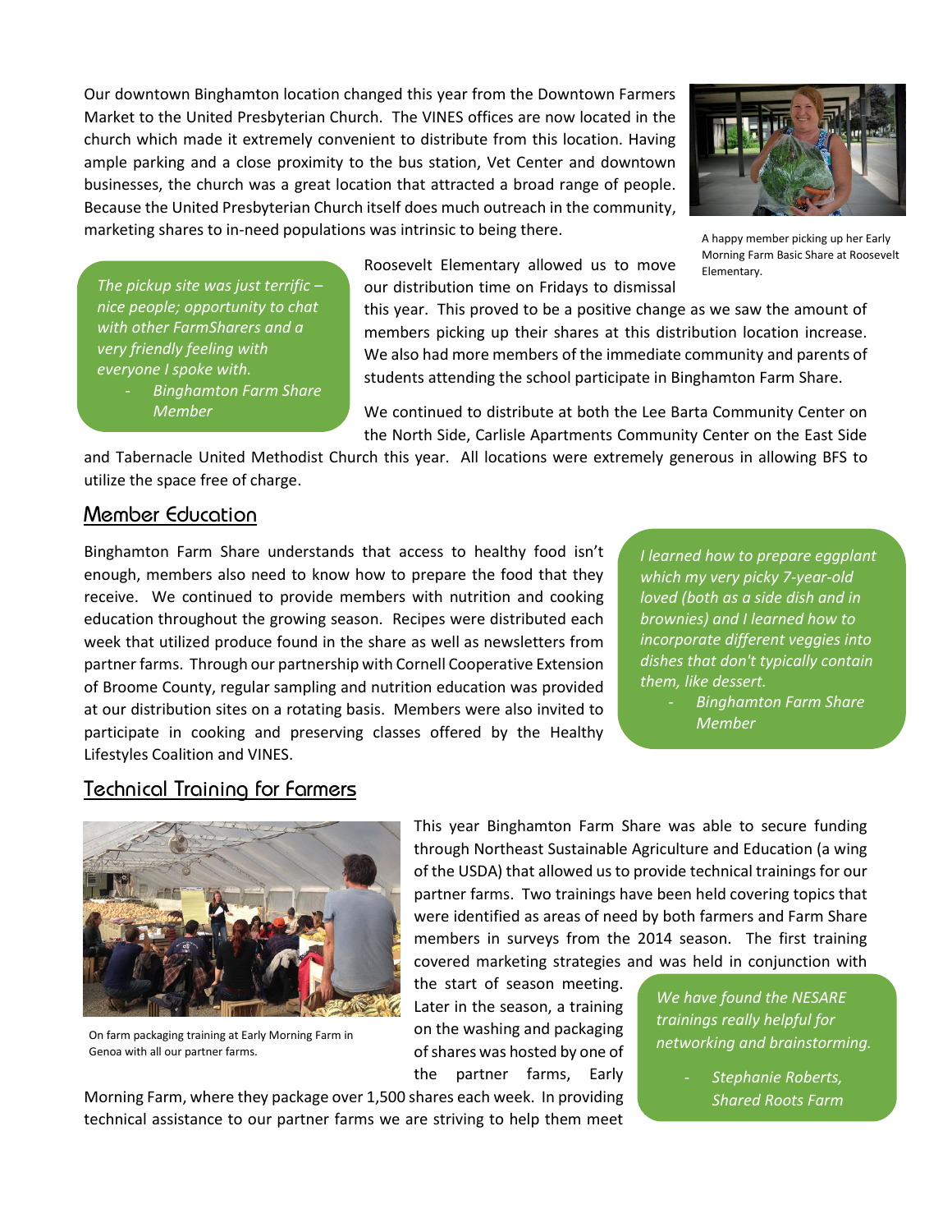Our downtown Binghamton location changed this year from the Downtown Farmers Market to the United Presbyterian Church. The VINES offices are now located in the church which made it extremely convenient to distribute from this location. Having ample parking and a close proximity to the bus station, Vet Center and downtown businesses, the church was a great location that attracted a broad range of people. Because the United Presbyterian Church itself does much outreach in the community, marketing shares to in-need populations was intrinsic to being there.

A happy member picking up her Early Morning Farm Basic Share at Roosevelt Elementary.

> *The pickup site was just terrific – nice people; opportunity to chat with other FarmSharers and a very friendly feeling with everyone I spoke with.*
>
> *- Binghamton Farm Share Member*

Roosevelt Elementary allowed us to move our distribution time on Fridays to dismissal this year. This proved to be a positive change as we saw the amount of members picking up their shares at this distribution location increase. We also had more members of the immediate community and parents of students attending the school participate in Binghamton Farm Share.

We continued to distribute at both the Lee Barta Community Center on the North Side, Carlisle Apartments Community Center on the East Side and Tabernacle United Methodist Church this year. All locations were extremely generous in allowing BFS to utilize the space free of charge.

## Member Education

Binghamton Farm Share understands that access to healthy food isn't enough, members also need to know how to prepare the food that they receive. We continued to provide members with nutrition and cooking education throughout the growing season. Recipes were distributed each week that utilized produce found in the share as well as newsletters from partner farms. Through our partnership with Cornell Cooperative Extension of Broome County, regular sampling and nutrition education was provided at our distribution sites on a rotating basis. Members were also invited to participate in cooking and preserving classes offered by the Healthy Lifestyles Coalition and VINES.

> *I learned how to prepare eggplant which my very picky 7-year-old loved (both as a side dish and in brownies) and I learned how to incorporate different veggies into dishes that don't typically contain them, like dessert.*
>
> *- Binghamton Farm Share Member*

## Technical Training for Farmers

On farm packaging training at Early Morning Farm in Genoa with all our partner farms.

This year Binghamton Farm Share was able to secure funding through Northeast Sustainable Agriculture and Education (a wing of the USDA) that allowed us to provide technical trainings for our partner farms. Two trainings have been held covering topics that were identified as areas of need by both farmers and Farm Share members in surveys from the 2014 season. The first training covered marketing strategies and was held in conjunction with the start of season meeting. Later in the season, a training on the washing and packaging of shares was hosted by one of the partner farms, Early Morning Farm, where they package over 1,500 shares each week. In providing technical assistance to our partner farms we are striving to help them meet

> *We have found the NESARE trainings really helpful for networking and brainstorming.*
>
> *- Stephanie Roberts, Shared Roots Farm*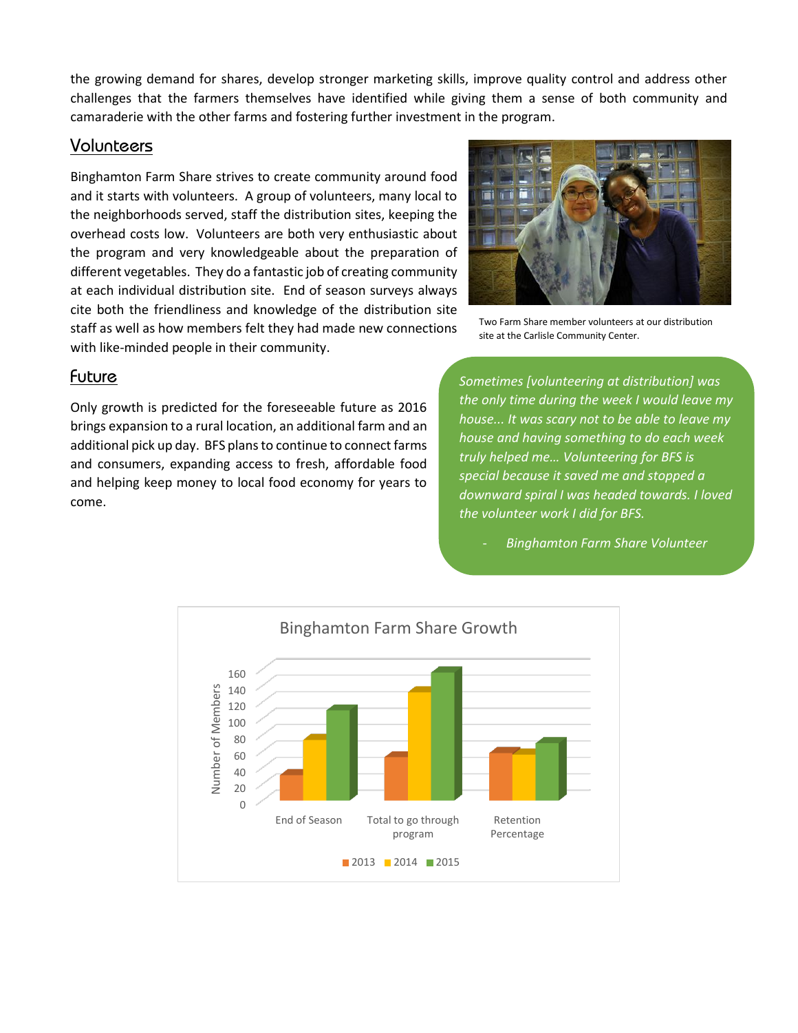the growing demand for shares, develop stronger marketing skills, improve quality control and address other challenges that the farmers themselves have identified while giving them a sense of both community and camaraderie with the other farms and fostering further investment in the program.

## Volunteers

Binghamton Farm Share strives to create community around food and it starts with volunteers. A group of volunteers, many local to the neighborhoods served, staff the distribution sites, keeping the overhead costs low. Volunteers are both very enthusiastic about the program and very knowledgeable about the preparation of different vegetables. They do a fantastic job of creating community at each individual distribution site. End of season surveys always cite both the friendliness and knowledge of the distribution site staff as well as how members felt they had made new connections with like-minded people in their community.

Two Farm Share member volunteers at our distribution site at the Carlisle Community Center.

## Future

Only growth is predicted for the foreseeable future as 2016 brings expansion to a rural location, an additional farm and an additional pick up day. BFS plans to continue to connect farms and consumers, expanding access to fresh, affordable food and helping keep money to local food economy for years to come.

*Sometimes [volunteering at distribution] was the only time during the week I would leave my house... It was scary not to be able to leave my house and having something to do each week truly helped me… Volunteering for BFS is special because it saved me and stopped a downward spiral I was headed towards. I loved the volunteer work I did for BFS.*

*- Binghamton Farm Share Volunteer*

Binghamton Farm Share Growth

Number of Members

0
20
40
60
80
100
120
140
160

End of Season
Total to go through program
Retention Percentage

2013 2014 2015